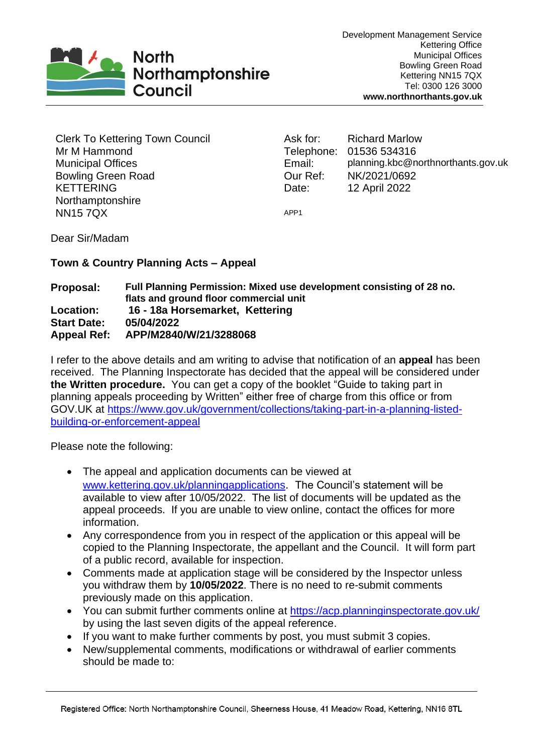North Northamptonshire Council

Development Management Service
Kettering Office
Municipal Offices
Bowling Green Road
Kettering NN15 7QX
Tel: 0300 126 3000
**www.northnorthants.gov.uk**

Clerk To Kettering Town Council
Mr M Hammond
Municipal Offices
Bowling Green Road
KETTERING
Northamptonshire
NN15 7QX

| | |
|---|---|
| Ask for: | Richard Marlow |
| Telephone: | 01536 534316 |
| Email: | planning.kbc@northnorthants.gov.uk |
| Our Ref: | NK/2021/0692 |
| Date: | 12 April 2022 |

APP1

Dear Sir/Madam

**Town & Country Planning Acts – Appeal**

| | |
|---|---|
| **Proposal:** | **Full Planning Permission: Mixed use development consisting of 28 no. flats and ground floor commercial unit** |
| **Location:** | **16 - 18a Horsemarket, Kettering** |
| **Start Date:** | **05/04/2022** |
| **Appeal Ref:** | **APP/M2840/W/21/3288068** |

I refer to the above details and am writing to advise that notification of an **appeal** has been received. The Planning Inspectorate has decided that the appeal will be considered under **the Written procedure.** You can get a copy of the booklet "Guide to taking part in planning appeals proceeding by Written" either free of charge from this office or from GOV.UK at https://www.gov.uk/government/collections/taking-part-in-a-planning-listed-building-or-enforcement-appeal

Please note the following:

- The appeal and application documents can be viewed at www.kettering.gov.uk/planningapplications. The Council's statement will be available to view after 10/05/2022. The list of documents will be updated as the appeal proceeds. If you are unable to view online, contact the offices for more information.
- Any correspondence from you in respect of the application or this appeal will be copied to the Planning Inspectorate, the appellant and the Council. It will form part of a public record, available for inspection.
- Comments made at application stage will be considered by the Inspector unless you withdraw them by **10/05/2022**. There is no need to re-submit comments previously made on this application.
- You can submit further comments online at https://acp.planninginspectorate.gov.uk/ by using the last seven digits of the appeal reference.
- If you want to make further comments by post, you must submit 3 copies.
- New/supplemental comments, modifications or withdrawal of earlier comments should be made to:

Registered Office: North Northamptonshire Council, Sheerness House, 41 Meadow Road, Kettering, NN16 8TL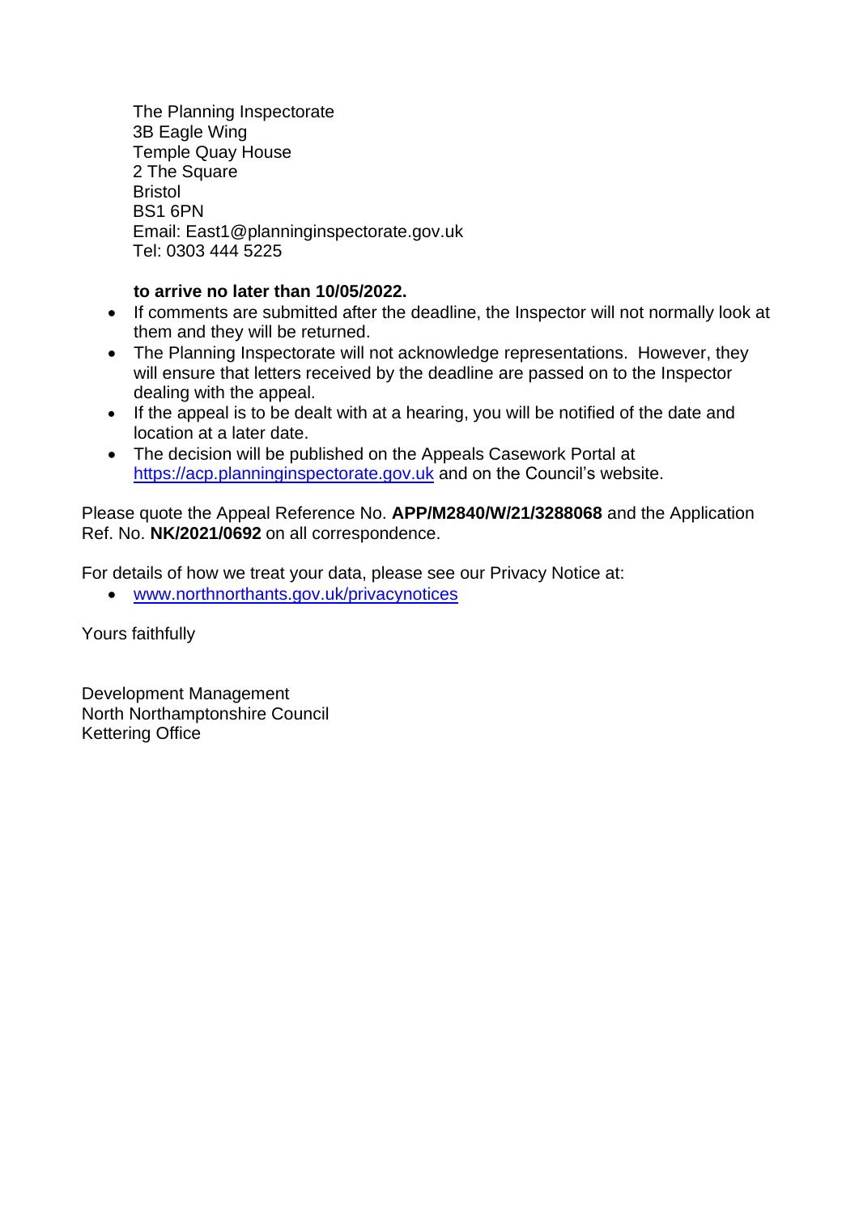The Planning Inspectorate
3B Eagle Wing
Temple Quay House
2 The Square
Bristol
BS1 6PN
Email: East1@planninginspectorate.gov.uk
Tel: 0303 444 5225

**to arrive no later than 10/05/2022.**

- If comments are submitted after the deadline, the Inspector will not normally look at them and they will be returned.
- The Planning Inspectorate will not acknowledge representations. However, they will ensure that letters received by the deadline are passed on to the Inspector dealing with the appeal.
- If the appeal is to be dealt with at a hearing, you will be notified of the date and location at a later date.
- The decision will be published on the Appeals Casework Portal at https://acp.planninginspectorate.gov.uk and on the Council's website.

Please quote the Appeal Reference No. **APP/M2840/W/21/3288068** and the Application Ref. No. **NK/2021/0692** on all correspondence.

For details of how we treat your data, please see our Privacy Notice at:

- www.northnorthants.gov.uk/privacynotices

Yours faithfully

Development Management
North Northamptonshire Council
Kettering Office